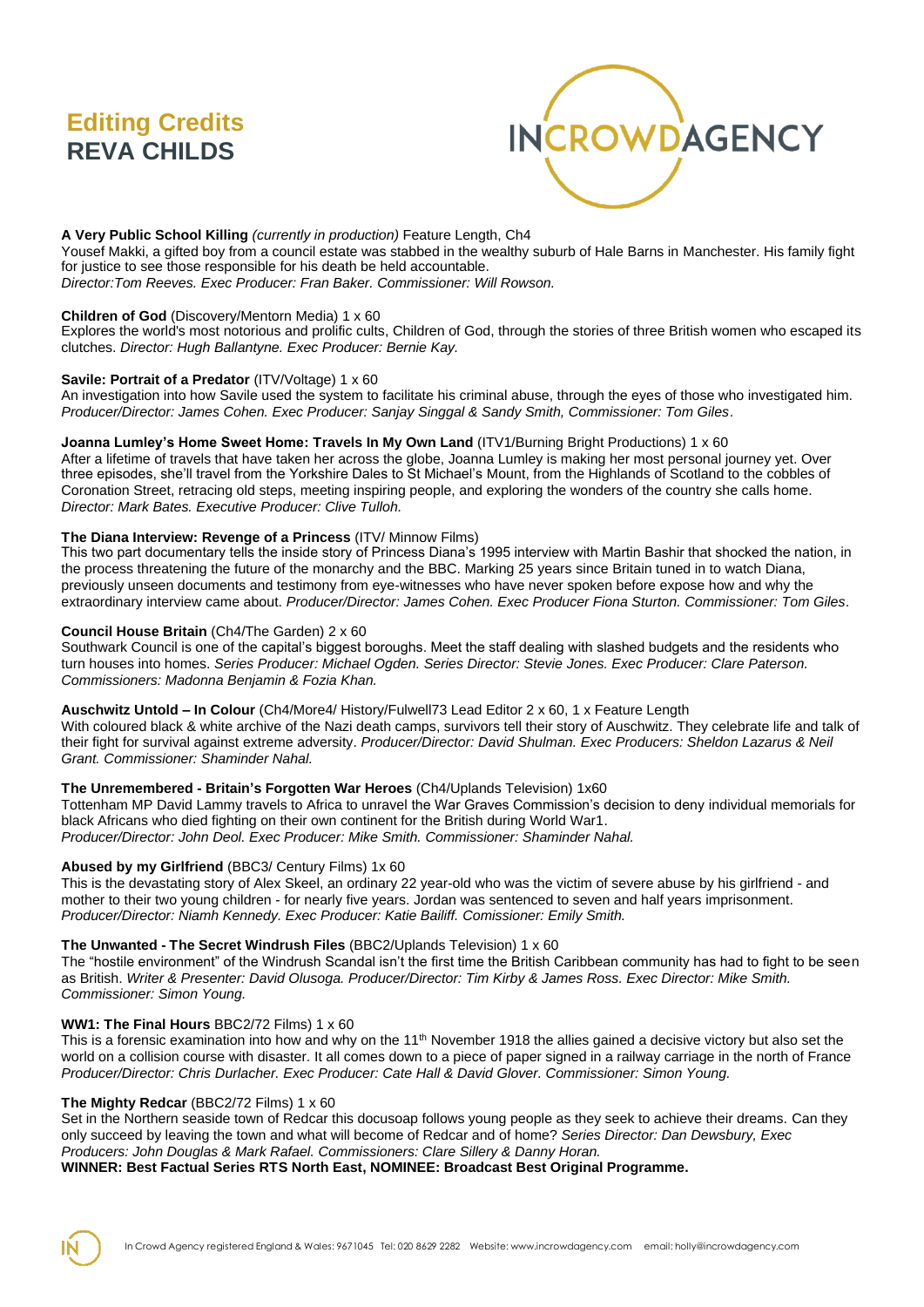# Editing Credits
## REVA CHILDS

INCROWDAGENCY

**A Very Public School Killing** *(currently in production)* Feature Length, Ch4
Yousef Makki, a gifted boy from a council estate was stabbed in the wealthy suburb of Hale Barns in Manchester. His family fight for justice to see those responsible for his death be held accountable.
*Director:Tom Reeves. Exec Producer: Fran Baker. Commissioner: Will Rowson.*

**Children of God** (Discovery/Mentorn Media) 1 x 60
Explores the world's most notorious and prolific cults, Children of God, through the stories of three British women who escaped its clutches. *Director: Hugh Ballantyne. Exec Producer: Bernie Kay.*

**Savile: Portrait of a Predator** (ITV/Voltage) 1 x 60
An investigation into how Savile used the system to facilitate his criminal abuse, through the eyes of those who investigated him. *Producer/Director: James Cohen. Exec Producer: Sanjay Singgal & Sandy Smith, Commissioner: Tom Giles*.

**Joanna Lumley's Home Sweet Home: Travels In My Own Land** (ITV1/Burning Bright Productions) 1 x 60
After a lifetime of travels that have taken her across the globe, Joanna Lumley is making her most personal journey yet. Over three episodes, she'll travel from the Yorkshire Dales to St Michael's Mount, from the Highlands of Scotland to the cobbles of Coronation Street, retracing old steps, meeting inspiring people, and exploring the wonders of the country she calls home.
*Director: Mark Bates. Executive Producer: Clive Tulloh.*

**The Diana Interview: Revenge of a Princess** (ITV/ Minnow Films)
This two part documentary tells the inside story of Princess Diana's 1995 interview with Martin Bashir that shocked the nation, in the process threatening the future of the monarchy and the BBC. Marking 25 years since Britain tuned in to watch Diana, previously unseen documents and testimony from eye-witnesses who have never spoken before expose how and why the extraordinary interview came about. *Producer/Director: James Cohen. Exec Producer Fiona Sturton. Commissioner: Tom Giles*.

**Council House Britain** (Ch4/The Garden) 2 x 60
Southwark Council is one of the capital's biggest boroughs. Meet the staff dealing with slashed budgets and the residents who turn houses into homes. *Series Producer: Michael Ogden. Series Director: Stevie Jones. Exec Producer: Clare Paterson. Commissioners: Madonna Benjamin & Fozia Khan.*

**Auschwitz Untold – In Colour** (Ch4/More4/ History/Fulwell73 Lead Editor 2 x 60, 1 x Feature Length
With coloured black & white archive of the Nazi death camps, survivors tell their story of Auschwitz. They celebrate life and talk of their fight for survival against extreme adversity. *Producer/Director: David Shulman. Exec Producers: Sheldon Lazarus & Neil Grant. Commissioner: Shaminder Nahal.*

**The Unremembered - Britain's Forgotten War Heroes** (Ch4/Uplands Television) 1x60
Tottenham MP David Lammy travels to Africa to unravel the War Graves Commission's decision to deny individual memorials for black Africans who died fighting on their own continent for the British during World War1.
*Producer/Director: John Deol. Exec Producer: Mike Smith. Commissioner: Shaminder Nahal.*

**Abused by my Girlfriend** (BBC3/ Century Films) 1x 60
This is the devastating story of Alex Skeel, an ordinary 22 year-old who was the victim of severe abuse by his girlfriend - and mother to their two young children - for nearly five years. Jordan was sentenced to seven and half years imprisonment.
*Producer/Director: Niamh Kennedy. Exec Producer: Katie Bailiff. Comissioner: Emily Smith.*

**The Unwanted - The Secret Windrush Files** (BBC2/Uplands Television) 1 x 60
The "hostile environment" of the Windrush Scandal isn't the first time the British Caribbean community has had to fight to be seen as British. *Writer & Presenter: David Olusoga. Producer/Director: Tim Kirby & James Ross. Exec Director: Mike Smith. Commissioner: Simon Young.*

**WW1: The Final Hours** BBC2/72 Films) 1 x 60
This is a forensic examination into how and why on the 11th November 1918 the allies gained a decisive victory but also set the world on a collision course with disaster. It all comes down to a piece of paper signed in a railway carriage in the north of France *Producer/Director: Chris Durlacher. Exec Producer: Cate Hall & David Glover. Commissioner: Simon Young.*

**The Mighty Redcar** (BBC2/72 Films) 1 x 60
Set in the Northern seaside town of Redcar this docusoap follows young people as they seek to achieve their dreams. Can they only succeed by leaving the town and what will become of Redcar and of home? *Series Director: Dan Dewsbury, Exec Producers: John Douglas & Mark Rafael. Commissioners: Clare Sillery & Danny Horan.*
**WINNER: Best Factual Series RTS North East, NOMINEE: Broadcast Best Original Programme.**

In Crowd Agency registered England & Wales: 9671045 Tel: 020 8629 2282 Website: www.incrowdagency.com email: holly@incrowdagency.com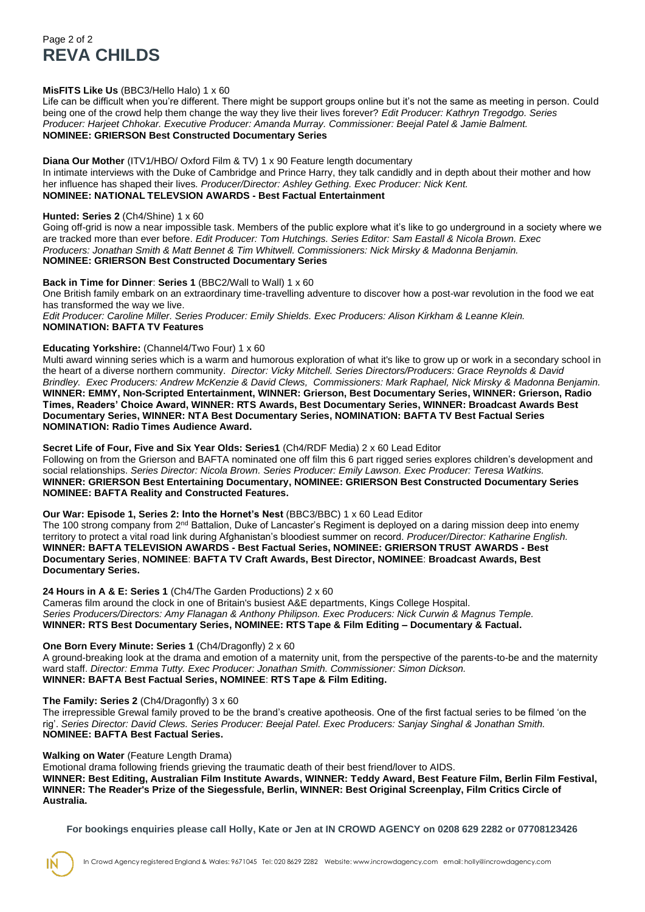# REVA CHILDS

**MisFITS Like Us** (BBC3/Hello Halo) 1 x 60
Life can be difficult when you're different. There might be support groups online but it's not the same as meeting in person. Could being one of the crowd help them change the way they live their lives forever? *Edit Producer: Kathryn Tregodgo. Series Producer: Harjeet Chhokar. Executive Producer: Amanda Murray. Commissioner: Beejal Patel & Jamie Balment.*
**NOMINEE: GRIERSON Best Constructed Documentary Series**

**Diana Our Mother** (ITV1/HBO/ Oxford Film & TV) 1 x 90 Feature length documentary
In intimate interviews with the Duke of Cambridge and Prince Harry, they talk candidly and in depth about their mother and how her influence has shaped their lives. *Producer/Director: Ashley Gething. Exec Producer: Nick Kent.*
**NOMINEE: NATIONAL TELEVSION AWARDS - Best Factual Entertainment**

**Hunted: Series 2** (Ch4/Shine) 1 x 60
Going off-grid is now a near impossible task. Members of the public explore what it's like to go underground in a society where we are tracked more than ever before. *Edit Producer: Tom Hutchings. Series Editor: Sam Eastall & Nicola Brown. Exec Producers: Jonathan Smith & Matt Bennet & Tim Whitwell. Commissioners: Nick Mirsky & Madonna Benjamin.*
**NOMINEE: GRIERSON Best Constructed Documentary Series**

**Back in Time for Dinner**: **Series 1** (BBC2/Wall to Wall) 1 x 60
One British family embark on an extraordinary time-travelling adventure to discover how a post-war revolution in the food we eat has transformed the way we live.
*Edit Producer: Caroline Miller. Series Producer: Emily Shields. Exec Producers: Alison Kirkham & Leanne Klein.*
**NOMINATION: BAFTA TV Features**

**Educating Yorkshire:** (Channel4/Two Four) 1 x 60
Multi award winning series which is a warm and humorous exploration of what it's like to grow up or work in a secondary school in the heart of a diverse northern community. *Director: Vicky Mitchell. Series Directors/Producers: Grace Reynolds & David Brindley. Exec Producers: Andrew McKenzie & David Clews, Commissioners: Mark Raphael, Nick Mirsky & Madonna Benjamin.*
**WINNER: EMMY, Non-Scripted Entertainment, WINNER: Grierson, Best Documentary Series, WINNER: Grierson, Radio Times, Readers' Choice Award, WINNER: RTS Awards, Best Documentary Series, WINNER: Broadcast Awards Best Documentary Series, WINNER: NTA Best Documentary Series, NOMINATION: BAFTA TV Best Factual Series NOMINATION: Radio Times Audience Award.**

**Secret Life of Four, Five and Six Year Olds: Series1** (Ch4/RDF Media) 2 x 60 Lead Editor
Following on from the Grierson and BAFTA nominated one off film this 6 part rigged series explores children's development and social relationships. *Series Director: Nicola Brown. Series Producer: Emily Lawson. Exec Producer: Teresa Watkins.*
**WINNER: GRIERSON Best Entertaining Documentary, NOMINEE: GRIERSON Best Constructed Documentary Series NOMINEE: BAFTA Reality and Constructed Features.**

**Our War: Episode 1, Series 2: Into the Hornet's Nest** (BBC3/BBC) 1 x 60 Lead Editor
The 100 strong company from 2nd Battalion, Duke of Lancaster's Regiment is deployed on a daring mission deep into enemy territory to protect a vital road link during Afghanistan's bloodiest summer on record. *Producer/Director: Katharine English.*
**WINNER: BAFTA TELEVISION AWARDS - Best Factual Series, NOMINEE: GRIERSON TRUST AWARDS - Best Documentary Series**, **NOMINEE**: **BAFTA TV Craft Awards, Best Director, NOMINEE**: **Broadcast Awards, Best Documentary Series.**

**24 Hours in A & E: Series 1** (Ch4/The Garden Productions) 2 x 60
Cameras film around the clock in one of Britain's busiest A&E departments, Kings College Hospital.
*Series Producers/Directors: Amy Flanagan & Anthony Philipson. Exec Producers: Nick Curwin & Magnus Temple.*
**WINNER: RTS Best Documentary Series, NOMINEE: RTS Tape & Film Editing – Documentary & Factual.**

**One Born Every Minute: Series 1** (Ch4/Dragonfly) 2 x 60
A ground-breaking look at the drama and emotion of a maternity unit, from the perspective of the parents-to-be and the maternity ward staff. *Director: Emma Tutty. Exec Producer: Jonathan Smith. Commissioner: Simon Dickson.*
**WINNER: BAFTA Best Factual Series, NOMINEE**: **RTS Tape & Film Editing.**

**The Family: Series 2** (Ch4/Dragonfly) 3 x 60
The irrepressible Grewal family proved to be the brand's creative apotheosis. One of the first factual series to be filmed 'on the rig'. *Series Director: David Clews. Series Producer: Beejal Patel. Exec Producers: Sanjay Singhal & Jonathan Smith.*
**NOMINEE: BAFTA Best Factual Series.**

**Walking on Water** (Feature Length Drama)
Emotional drama following friends grieving the traumatic death of their best friend/lover to AIDS.
**WINNER: Best Editing, Australian Film Institute Awards, WINNER: Teddy Award, Best Feature Film, Berlin Film Festival, WINNER: The Reader's Prize of the Siegessfule, Berlin, WINNER: Best Original Screenplay, Film Critics Circle of Australia.**

**For bookings enquiries please call Holly, Kate or Jen at IN CROWD AGENCY on 0208 629 2282 or 07708123426**

In Crowd Agency registered England & Wales: 9671045 Tel: 020 8629 2282 Website: www.incrowdagency.com email: holly@incrowdagency.com